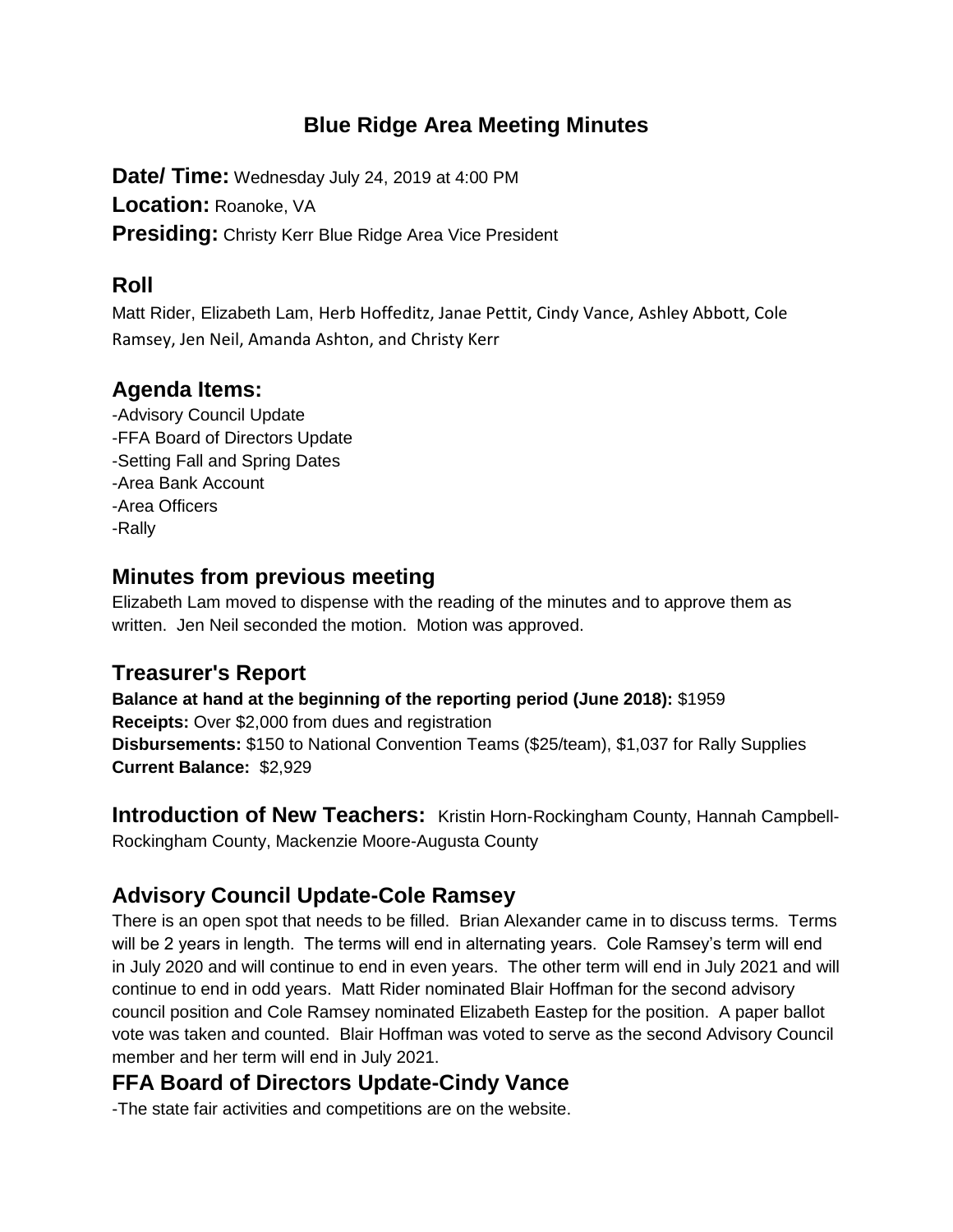# Blue Ridge Area Meeting Minutes

**Date/ Time:** Wednesday July 24, 2019 at 4:00 PM
**Location:** Roanoke, VA
**Presiding:** Christy Kerr Blue Ridge Area Vice President

## Roll

Matt Rider, Elizabeth Lam, Herb Hoffeditz, Janae Pettit, Cindy Vance, Ashley Abbott, Cole Ramsey, Jen Neil, Amanda Ashton, and Christy Kerr

## Agenda Items:

-Advisory Council Update
-FFA Board of Directors Update
-Setting Fall and Spring Dates
-Area Bank Account
-Area Officers
-Rally

## Minutes from previous meeting

Elizabeth Lam moved to dispense with the reading of the minutes and to approve them as written. Jen Neil seconded the motion. Motion was approved.

## Treasurer's Report

**Balance at hand at the beginning of the reporting period (June 2018):** $1959
**Receipts:** Over $2,000 from dues and registration
**Disbursements:** $150 to National Convention Teams ($25/team), $1,037 for Rally Supplies
**Current Balance:** $2,929

**Introduction of New Teachers:** Kristin Horn-Rockingham County, Hannah Campbell-Rockingham County, Mackenzie Moore-Augusta County

## Advisory Council Update-Cole Ramsey

There is an open spot that needs to be filled. Brian Alexander came in to discuss terms. Terms will be 2 years in length. The terms will end in alternating years. Cole Ramsey's term will end in July 2020 and will continue to end in even years. The other term will end in July 2021 and will continue to end in odd years. Matt Rider nominated Blair Hoffman for the second advisory council position and Cole Ramsey nominated Elizabeth Eastep for the position. A paper ballot vote was taken and counted. Blair Hoffman was voted to serve as the second Advisory Council member and her term will end in July 2021.

## FFA Board of Directors Update-Cindy Vance

-The state fair activities and competitions are on the website.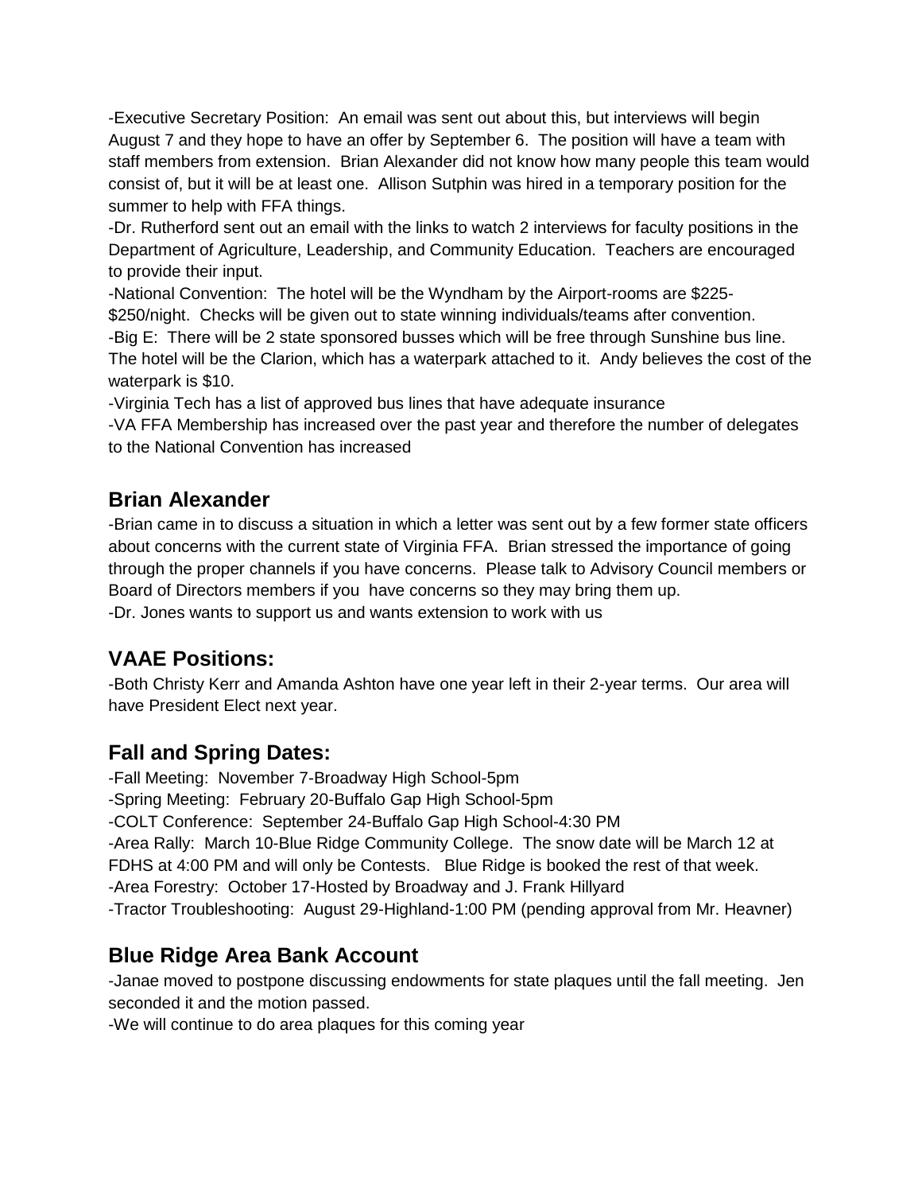-Executive Secretary Position: An email was sent out about this, but interviews will begin August 7 and they hope to have an offer by September 6. The position will have a team with staff members from extension. Brian Alexander did not know how many people this team would consist of, but it will be at least one. Allison Sutphin was hired in a temporary position for the summer to help with FFA things.

-Dr. Rutherford sent out an email with the links to watch 2 interviews for faculty positions in the Department of Agriculture, Leadership, and Community Education. Teachers are encouraged to provide their input.

-National Convention: The hotel will be the Wyndham by the Airport-rooms are $225-$250/night. Checks will be given out to state winning individuals/teams after convention.

-Big E: There will be 2 state sponsored busses which will be free through Sunshine bus line. The hotel will be the Clarion, which has a waterpark attached to it. Andy believes the cost of the waterpark is $10.

-Virginia Tech has a list of approved bus lines that have adequate insurance

-VA FFA Membership has increased over the past year and therefore the number of delegates to the National Convention has increased

## Brian Alexander

-Brian came in to discuss a situation in which a letter was sent out by a few former state officers about concerns with the current state of Virginia FFA. Brian stressed the importance of going through the proper channels if you have concerns. Please talk to Advisory Council members or Board of Directors members if you have concerns so they may bring them up.

-Dr. Jones wants to support us and wants extension to work with us

## VAAE Positions:

-Both Christy Kerr and Amanda Ashton have one year left in their 2-year terms. Our area will have President Elect next year.

## Fall and Spring Dates:

-Fall Meeting: November 7-Broadway High School-5pm

-Spring Meeting: February 20-Buffalo Gap High School-5pm

-COLT Conference: September 24-Buffalo Gap High School-4:30 PM

-Area Rally: March 10-Blue Ridge Community College. The snow date will be March 12 at FDHS at 4:00 PM and will only be Contests. Blue Ridge is booked the rest of that week.

-Area Forestry: October 17-Hosted by Broadway and J. Frank Hillyard

-Tractor Troubleshooting: August 29-Highland-1:00 PM (pending approval from Mr. Heavner)

## Blue Ridge Area Bank Account

-Janae moved to postpone discussing endowments for state plaques until the fall meeting. Jen seconded it and the motion passed.

-We will continue to do area plaques for this coming year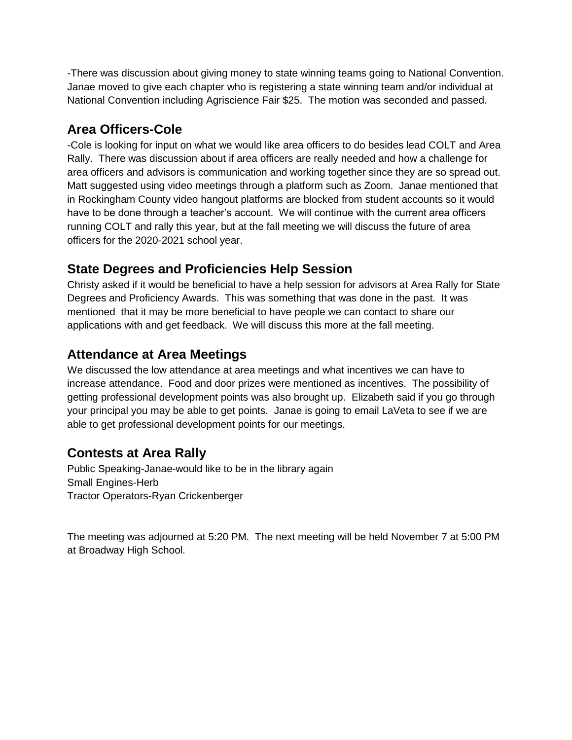-There was discussion about giving money to state winning teams going to National Convention. Janae moved to give each chapter who is registering a state winning team and/or individual at National Convention including Agriscience Fair $25. The motion was seconded and passed.

## Area Officers-Cole

-Cole is looking for input on what we would like area officers to do besides lead COLT and Area Rally. There was discussion about if area officers are really needed and how a challenge for area officers and advisors is communication and working together since they are so spread out. Matt suggested using video meetings through a platform such as Zoom. Janae mentioned that in Rockingham County video hangout platforms are blocked from student accounts so it would have to be done through a teacher's account. We will continue with the current area officers running COLT and rally this year, but at the fall meeting we will discuss the future of area officers for the 2020-2021 school year.

## State Degrees and Proficiencies Help Session

Christy asked if it would be beneficial to have a help session for advisors at Area Rally for State Degrees and Proficiency Awards. This was something that was done in the past. It was mentioned that it may be more beneficial to have people we can contact to share our applications with and get feedback. We will discuss this more at the fall meeting.

## Attendance at Area Meetings

We discussed the low attendance at area meetings and what incentives we can have to increase attendance. Food and door prizes were mentioned as incentives. The possibility of getting professional development points was also brought up. Elizabeth said if you go through your principal you may be able to get points. Janae is going to email LaVeta to see if we are able to get professional development points for our meetings.

## Contests at Area Rally

Public Speaking-Janae-would like to be in the library again
Small Engines-Herb
Tractor Operators-Ryan Crickenberger

The meeting was adjourned at 5:20 PM. The next meeting will be held November 7 at 5:00 PM at Broadway High School.